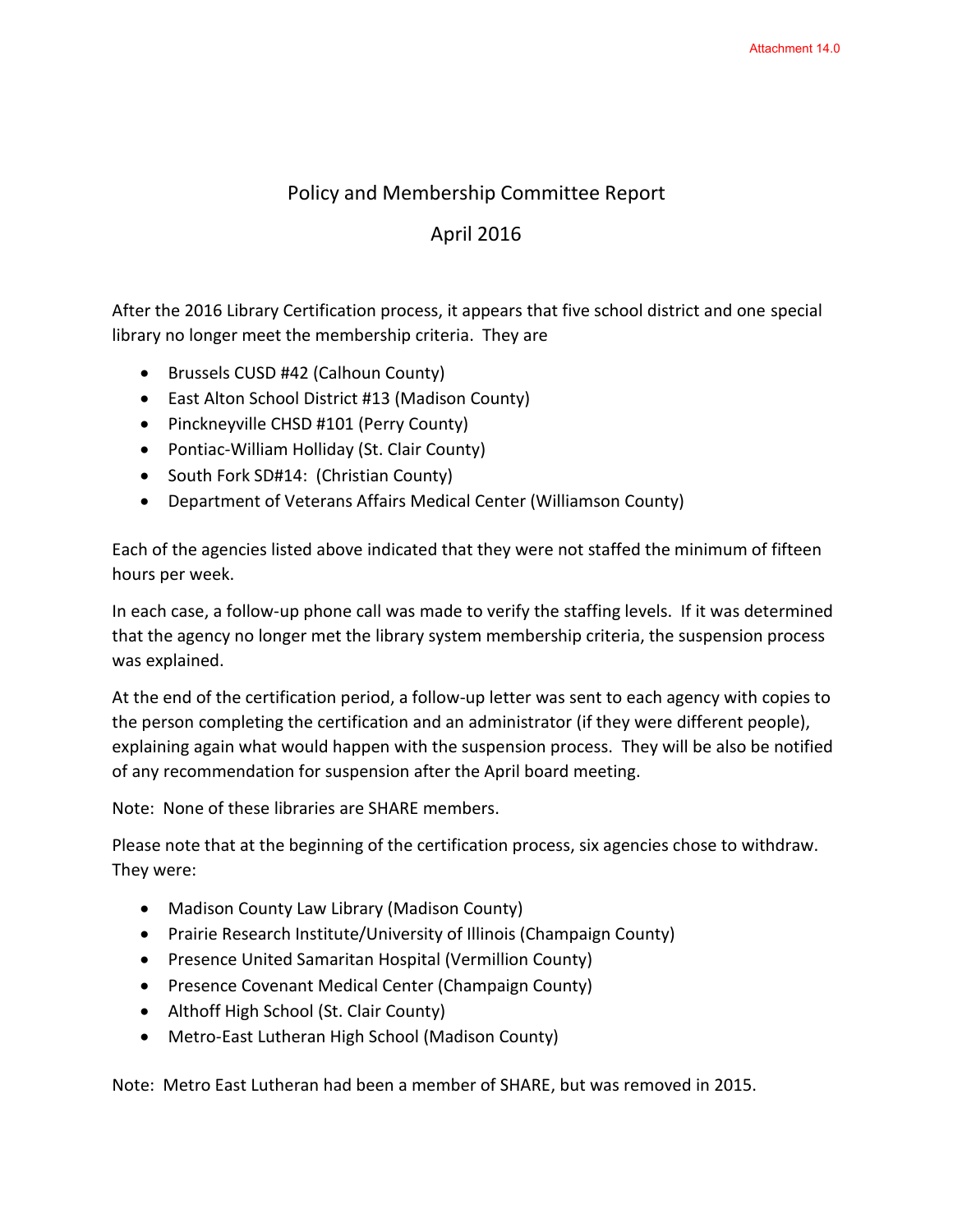Attachment 14.0

# Policy and Membership Committee Report

## April 2016

After the 2016 Library Certification process, it appears that five school district and one special library no longer meet the membership criteria. They are

- Brussels CUSD #42 (Calhoun County)
- East Alton School District #13 (Madison County)
- Pinckneyville CHSD #101 (Perry County)
- Pontiac-William Holliday (St. Clair County)
- South Fork SD#14: (Christian County)
- Department of Veterans Affairs Medical Center (Williamson County)

Each of the agencies listed above indicated that they were not staffed the minimum of fifteen hours per week.

In each case, a follow-up phone call was made to verify the staffing levels. If it was determined that the agency no longer met the library system membership criteria, the suspension process was explained.

At the end of the certification period, a follow-up letter was sent to each agency with copies to the person completing the certification and an administrator (if they were different people), explaining again what would happen with the suspension process. They will be also be notified of any recommendation for suspension after the April board meeting.

Note: None of these libraries are SHARE members.

Please note that at the beginning of the certification process, six agencies chose to withdraw. They were:

- Madison County Law Library (Madison County)
- Prairie Research Institute/University of Illinois (Champaign County)
- Presence United Samaritan Hospital (Vermillion County)
- Presence Covenant Medical Center (Champaign County)
- Althoff High School (St. Clair County)
- Metro-East Lutheran High School (Madison County)

Note: Metro East Lutheran had been a member of SHARE, but was removed in 2015.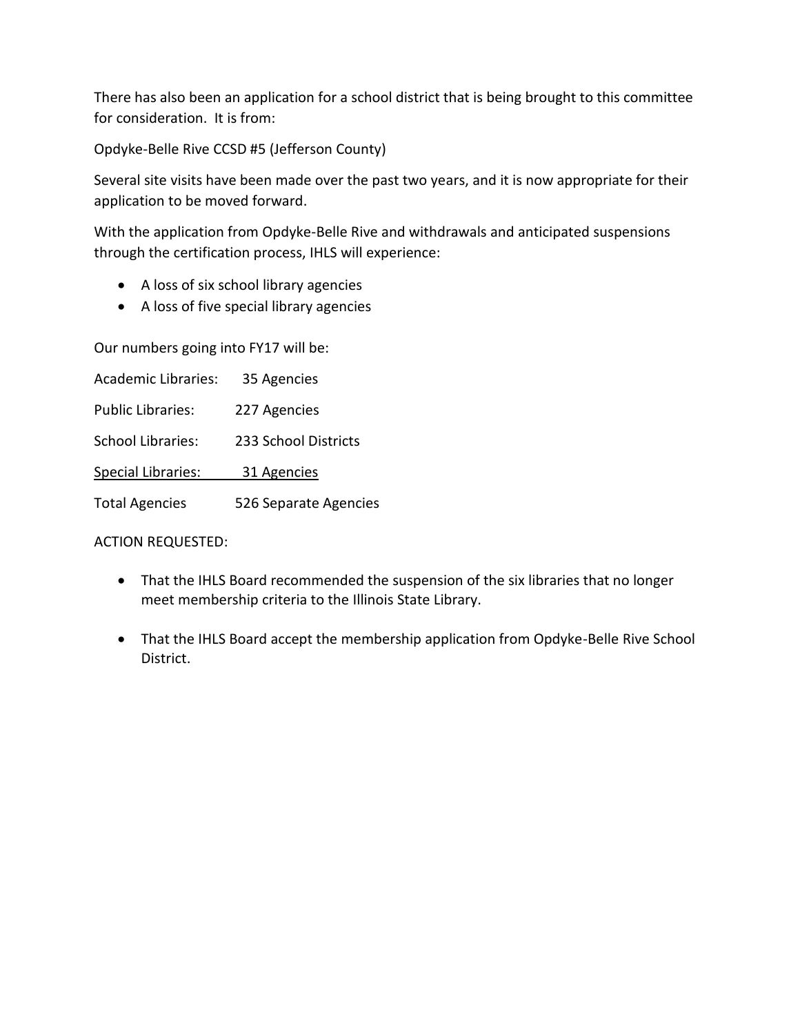There has also been an application for a school district that is being brought to this committee for consideration. It is from:

Opdyke-Belle Rive CCSD #5 (Jefferson County)

Several site visits have been made over the past two years, and it is now appropriate for their application to be moved forward.

With the application from Opdyke-Belle Rive and withdrawals and anticipated suspensions through the certification process, IHLS will experience:

- A loss of six school library agencies
- A loss of five special library agencies

Our numbers going into FY17 will be:

| | |
|---|---|
| Academic Libraries: | 35 Agencies |
| Public Libraries: | 227 Agencies |
| School Libraries: | 233 School Districts |
| Special Libraries: | 31 Agencies |
| Total Agencies | 526 Separate Agencies |

ACTION REQUESTED:

- That the IHLS Board recommended the suspension of the six libraries that no longer meet membership criteria to the Illinois State Library.
- That the IHLS Board accept the membership application from Opdyke-Belle Rive School District.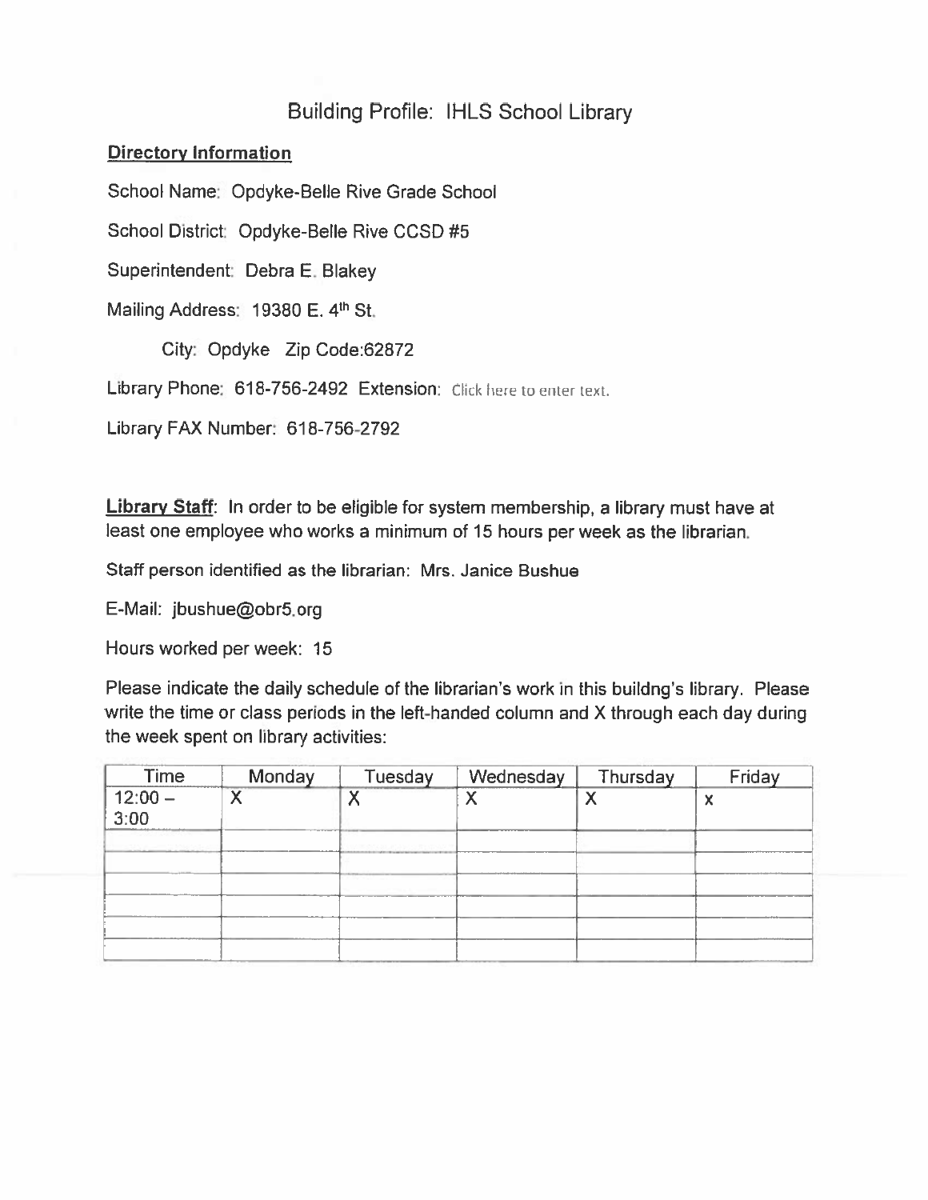# Building Profile: IHLS School Library

**Directory Information**

School Name: Opdyke-Belle Rive Grade School

School District: Opdyke-Belle Rive CCSD #5

Superintendent: Debra E. Blakey

Mailing Address: 19380 E. 4th St.

City: Opdyke Zip Code:62872

Library Phone: 618-756-2492 Extension: Click here to enter text.

Library FAX Number: 618-756-2792

**Library Staff**: In order to be eligible for system membership, a library must have at least one employee who works a minimum of 15 hours per week as the librarian.

Staff person identified as the librarian: Mrs. Janice Bushue

E-Mail: jbushue@obr5.org

Hours worked per week: 15

Please indicate the daily schedule of the librarian's work in this buildng's library. Please write the time or class periods in the left-handed column and X through each day during the week spent on library activities:

| Time | Monday | Tuesday | Wednesday | Thursday | Friday |
|---|---|---|---|---|---|
| 12:00 – 3:00 | X | X | X | X | x |
| | | | | | |
| | | | | | |
| | | | | | |
| | | | | | |
| | | | | | |
| | | | | | |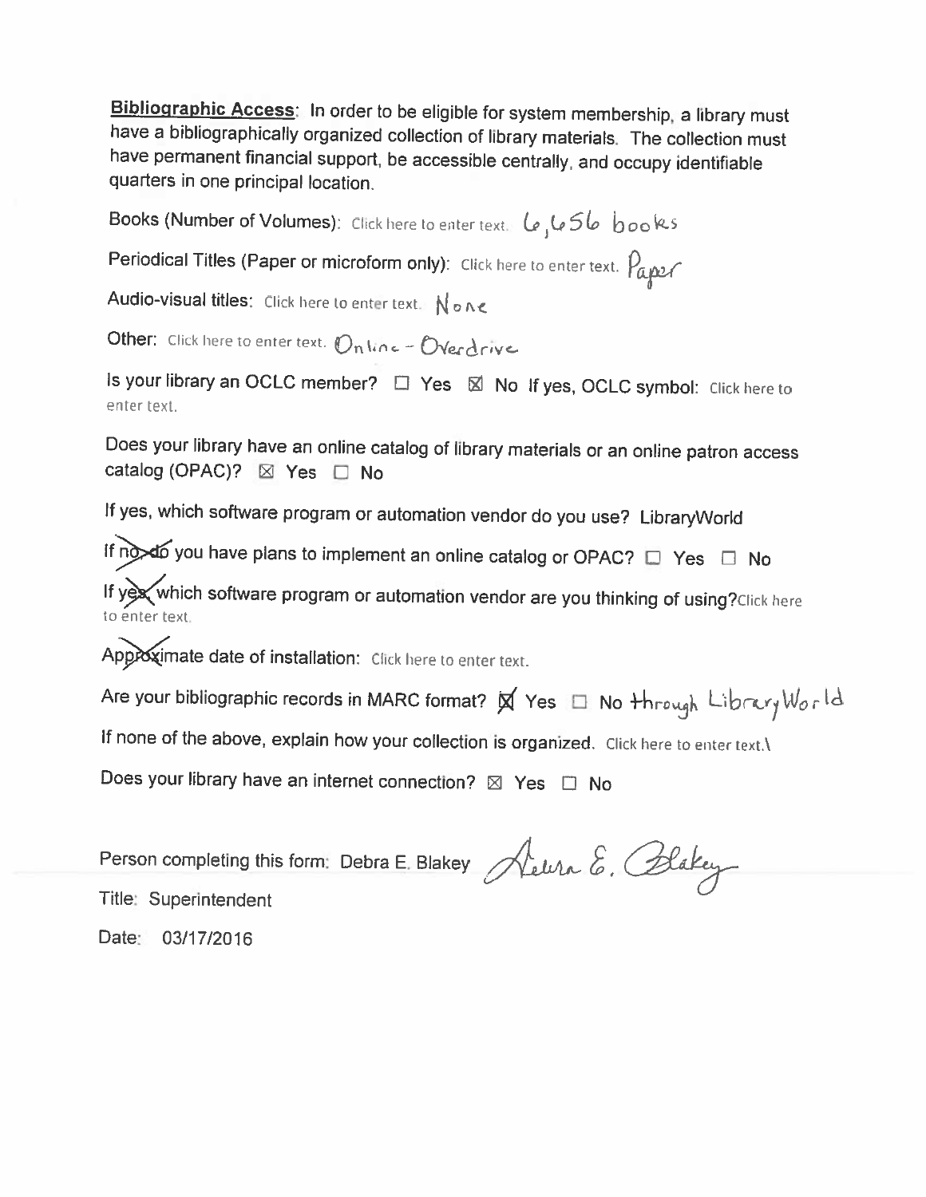**Bibliographic Access**: In order to be eligible for system membership, a library must have a bibliographically organized collection of library materials. The collection must have permanent financial support, be accessible centrally, and occupy identifiable quarters in one principal location.

Books (Number of Volumes): Click here to enter text. 6,656 books

Periodical Titles (Paper or microform only): Click here to enter text. Paper

Audio-visual titles: Click here to enter text. None

Other: Click here to enter text. Online - Overdrive

Is your library an OCLC member? ☐ Yes ☒ No If yes, OCLC symbol: Click here to enter text.

Does your library have an online catalog of library materials or an online patron access catalog (OPAC)? ☒ Yes ☐ No

If yes, which software program or automation vendor do you use? LibraryWorld

~~If no, do you have plans to implement an online catalog or OPAC?~~ ☐ Yes ☐ No

~~If yes, which software program or automation vendor are you thinking of using?~~ Click here to enter text.

~~Approximate date of installation:~~ Click here to enter text.

Are your bibliographic records in MARC format? ☒ Yes ☐ No through LibraryWorld

If none of the above, explain how your collection is organized. Click here to enter text.\

Does your library have an internet connection? ☒ Yes ☐ No

Person completing this form: Debra E. Blakey *Debra E. Blakey*

Title: Superintendent

Date: 03/17/2016